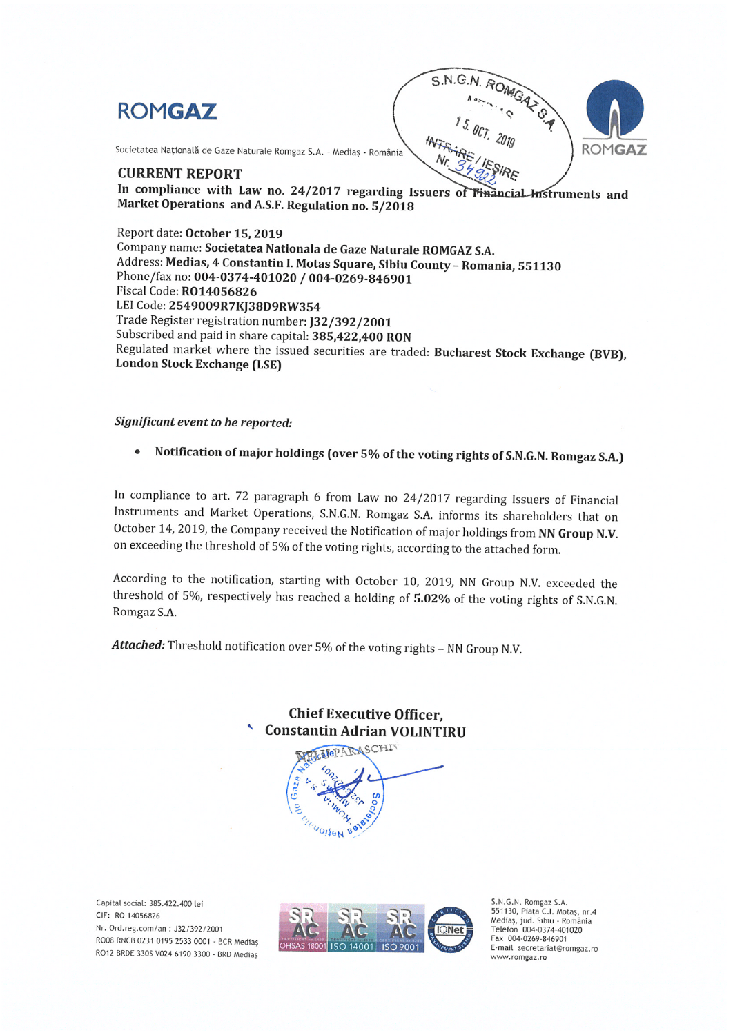# ROMGAZ

Societatea Națională de Gaze Naturale Romgaz S.A. - Mediaș - România

## CURRENT REPORT

**In compliance with Law no. 24/2017 regarding Issuers of Financial Instruments and Market Operations and A.S.F. Regulation no. 5/2018**

Report date: **October 15, 2019**
Company name: **Societatea Nationala de Gaze Naturale ROMGAZ S.A.**
Address: **Medias, 4 Constantin I. Motas Square, Sibiu County – Romania, 551130**
Phone/fax no: **004-0374-401020 / 004-0269-846901**
Fiscal Code: **RO14056826**
LEI Code: **2549009R7KJ38D9RW354**
Trade Register registration number: **J32/392/2001**
Subscribed and paid in share capital: **385,422,400 RON**
Regulated market where the issued securities are traded: **Bucharest Stock Exchange (BVB), London Stock Exchange (LSE)**

***Significant event to be reported:***

- **Notification of major holdings (over 5% of the voting rights of S.N.G.N. Romgaz S.A.)**

In compliance to art. 72 paragraph 6 from Law no 24/2017 regarding Issuers of Financial Instruments and Market Operations, S.N.G.N. Romgaz S.A. informs its shareholders that on October 14, 2019, the Company received the Notification of major holdings from **NN Group N.V.** on exceeding the threshold of 5% of the voting rights, according to the attached form.

According to the notification, starting with October 10, 2019, NN Group N.V. exceeded the threshold of 5%, respectively has reached a holding of **5.02%** of the voting rights of S.N.G.N. Romgaz S.A.

***Attached:*** Threshold notification over 5% of the voting rights – NN Group N.V.

**Chief Executive Officer,**
**Constantin Adrian VOLINTIRU**

Capital social: 385.422.400 lei
CIF: RO 14056826
Nr. Ord.reg.com/an : J32/392/2001
RO08 RNCB 0231 0195 2533 0001 - BCR Mediaș
RO12 BRDE 330S V024 6190 3300 - BRD Mediaș

S.N.G.N. Romgaz S.A.
551130, Piața C.I. Motaș, nr.4
Mediaș, jud. Sibiu - România
Telefon 004-0374-401020
Fax 004-0269-846901
E-mail secretariat@romgaz.ro
www.romgaz.ro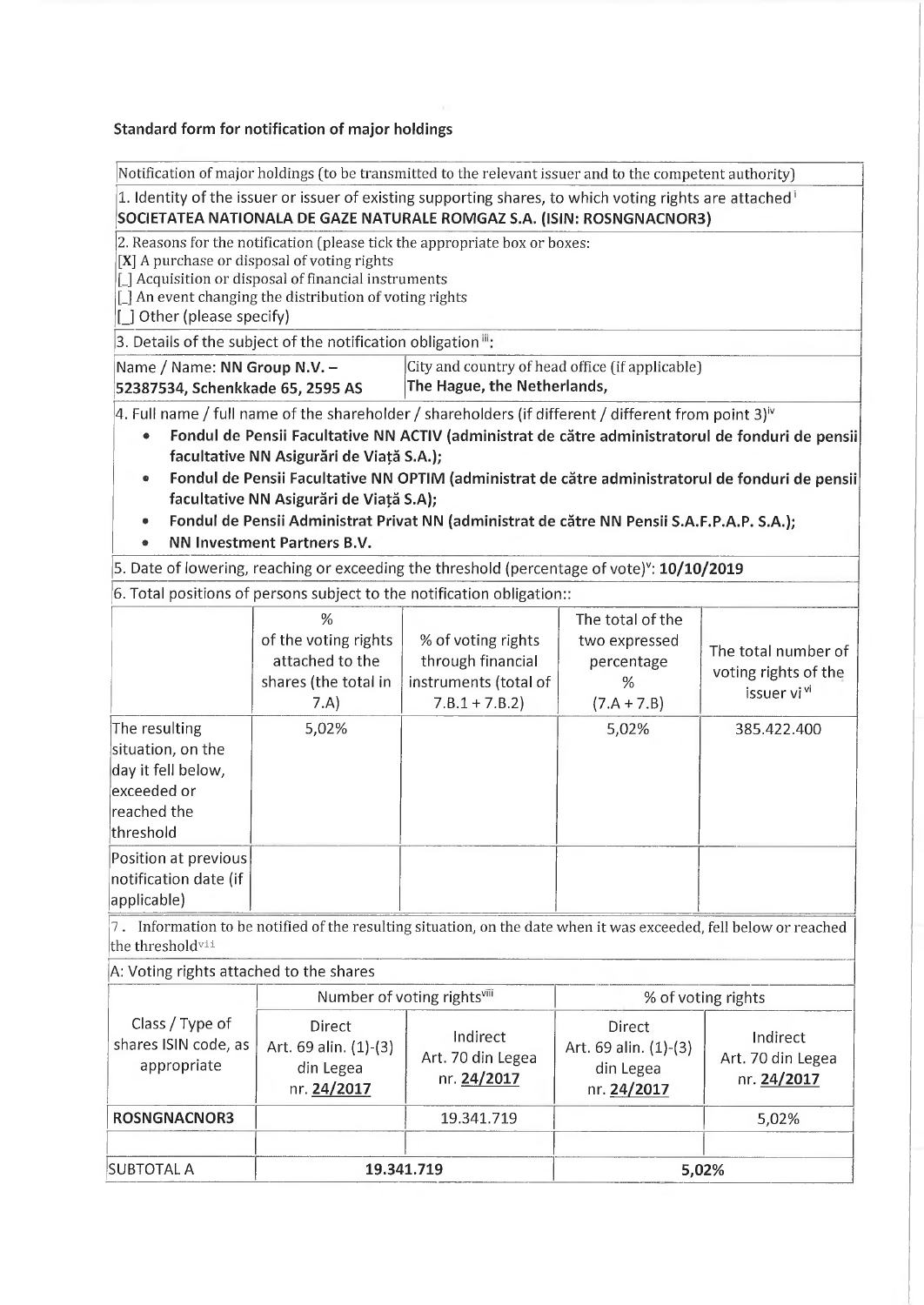## Standard form for notification of major holdings

Notification of major holdings (to be transmitted to the relevant issuer and to the competent authority)

1. Identity of the issuer or issuer of existing supporting shares, to which voting rights are attached[i]
**SOCIETATEA NATIONALA DE GAZE NATURALE ROMGAZ S.A. (ISIN: ROSNGNACNOR3)**

2. Reasons for the notification (please tick the appropriate box or boxes:

[X] A purchase or disposal of voting rights
[_] Acquisition or disposal of financial instruments
[_] An event changing the distribution of voting rights
[_] Other (please specify)

3. Details of the subject of the notification obligation [iii]:

| Name / Name: **NN Group N.V. – 52387534, Schenkkade 65, 2595 AS** | City and country of head office (if applicable) **The Hague, the Netherlands,** |
|---|---|

4. Full name / full name of the shareholder / shareholders (if different / different from point 3)[iv]

- **Fondul de Pensii Facultative NN ACTIV (administrat de către administratorul de fonduri de pensii facultative NN Asigurări de Viață S.A.);**
- **Fondul de Pensii Facultative NN OPTIM (administrat de către administratorul de fonduri de pensii facultative NN Asigurări de Viață S.A);**
- **Fondul de Pensii Administrat Privat NN (administrat de către NN Pensii S.A.F.P.A.P. S.A.);**
- **NN Investment Partners B.V.**

5. Date of lowering, reaching or exceeding the threshold (percentage of vote)[v]: **10/10/2019**

6. Total positions of persons subject to the notification obligation::

| | % of the voting rights attached to the shares (the total in 7.A) | % of voting rights through financial instruments (total of 7.B.1 + 7.B.2) | The total of the two expressed percentage % (7.A + 7.B) | The total number of voting rights of the issuer vi[vi] |
|---|---|---|---|---|
| The resulting situation, on the day it fell below, exceeded or reached the threshold | 5,02% | | 5,02% | 385.422.400 |
| Position at previous notification date (if applicable) | | | | |

7. Information to be notified of the resulting situation, on the date when it was exceeded, fell below or reached the threshold[vii]

A: Voting rights attached to the shares

| Class / Type of shares ISIN code, as appropriate | Number of voting rights[viii] | | % of voting rights | |
|---|---|---|---|---|
| | Direct Art. 69 alin. (1)-(3) din Legea nr. 24/2017 | Indirect Art. 70 din Legea nr. 24/2017 | Direct Art. 69 alin. (1)-(3) din Legea nr. 24/2017 | Indirect Art. 70 din Legea nr. 24/2017 |
| **ROSNGNACNOR3** | | 19.341.719 | | 5,02% |
| | | | | |
| SUBTOTAL A | **19.341.719** | | **5,02%** | |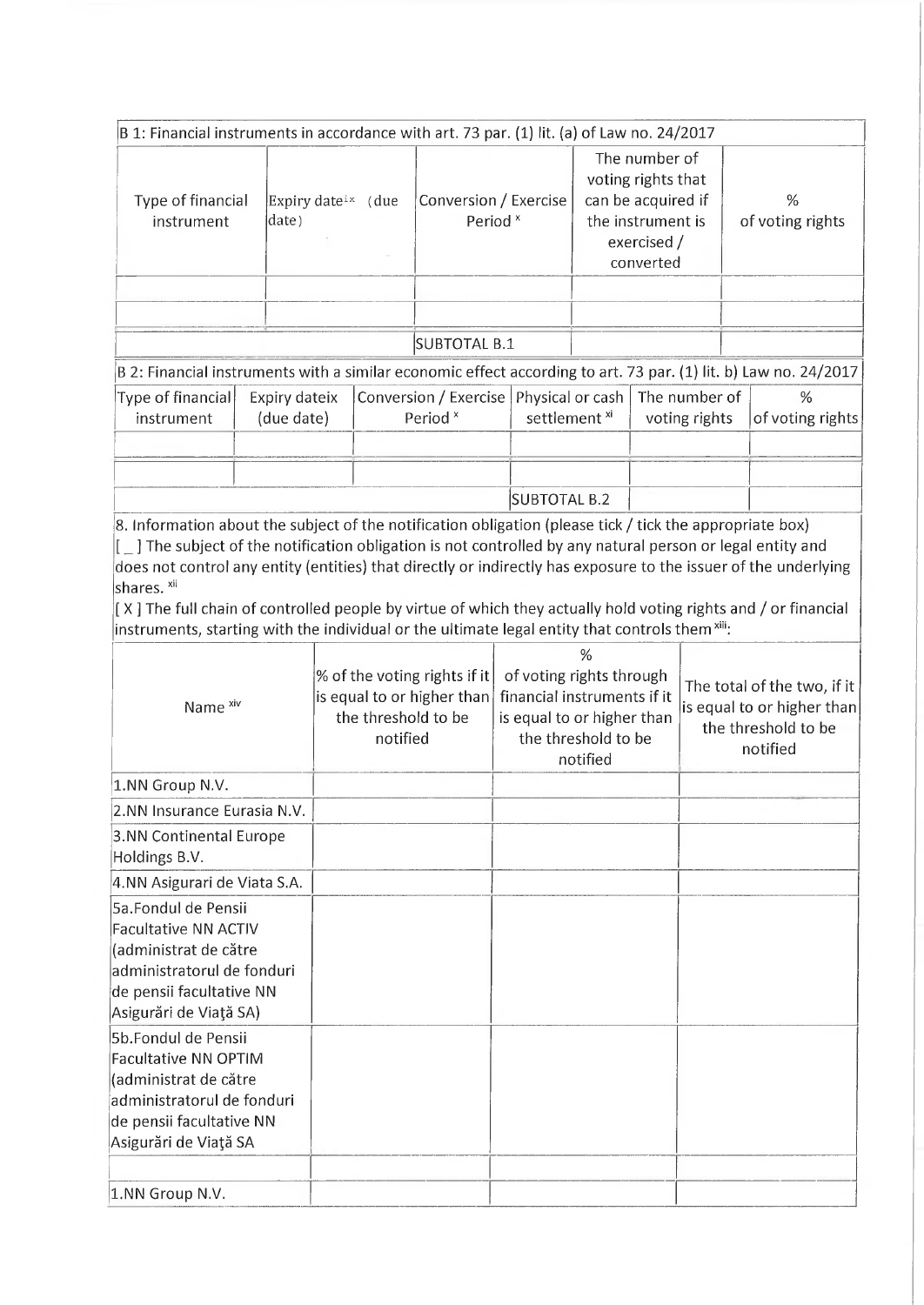| B 1: Financial instruments in accordance with art. 73 par. (1) lit. (a) of Law no. 24/2017 | | | | |
|---|---|---|---|---|
| Type of financial instrument | Expiry date[ix] (due date) | Conversion / Exercise Period [x] | The number of voting rights that can be acquired if the instrument is exercised / converted | % of voting rights |
| | | | | |
| | | | | |
| | | SUBTOTAL B.1 | | |

| B 2: Financial instruments with a similar economic effect according to art. 73 par. (1) lit. b) Law no. 24/2017 | | | | | |
|---|---|---|---|---|---|
| Type of financial instrument | Expiry dateix (due date) | Conversion / Exercise Period [x] | Physical or cash settlement [xi] | The number of voting rights | % of voting rights |
| | | | | | |
| | | | | | |
| | | | SUBTOTAL B.2 | | |

8. Information about the subject of the notification obligation (please tick / tick the appropriate box)

[ _ ] The subject of the notification obligation is not controlled by any natural person or legal entity and does not control any entity (entities) that directly or indirectly has exposure to the issuer of the underlying shares. [xii]

[ X ] The full chain of controlled people by virtue of which they actually hold voting rights and / or financial instruments, starting with the individual or the ultimate legal entity that controls them [xiii]:

| Name [xiv] | % of the voting rights if it is equal to or higher than the threshold to be notified | % of voting rights through financial instruments if it is equal to or higher than the threshold to be notified | The total of the two, if it is equal to or higher than the threshold to be notified |
|---|---|---|---|
| 1.NN Group N.V. | | | |
| 2.NN Insurance Eurasia N.V. | | | |
| 3.NN Continental Europe Holdings B.V. | | | |
| 4.NN Asigurari de Viata S.A. | | | |
| 5a.Fondul de Pensii Facultative NN ACTIV (administrat de către administratorul de fonduri de pensii facultative NN Asigurări de Viață SA) | | | |
| 5b.Fondul de Pensii Facultative NN OPTIM (administrat de către administratorul de fonduri de pensii facultative NN Asigurări de Viață SA | | | |
| | | | |
| 1.NN Group N.V. | | | |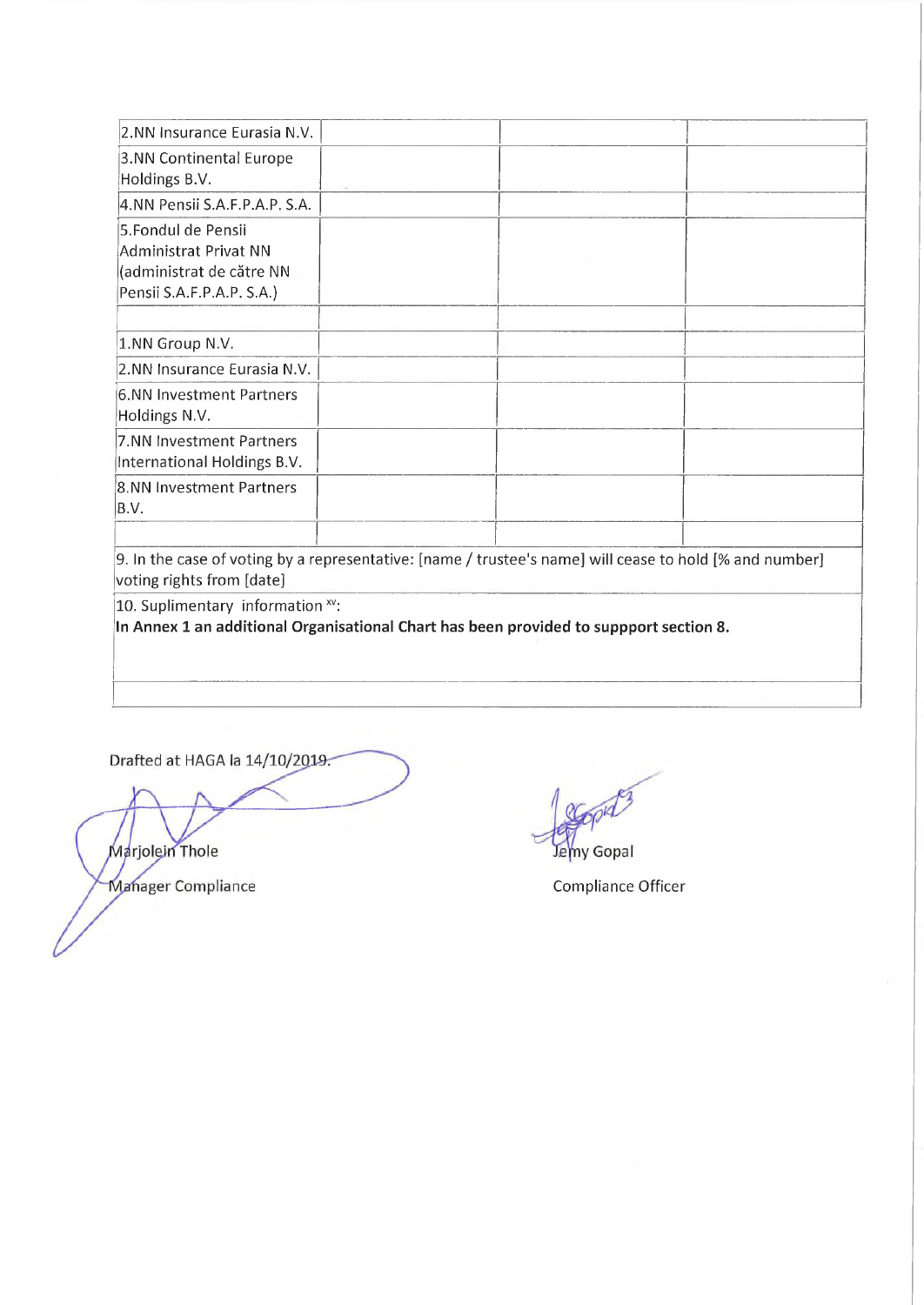| | | | |
|---|---|---|---|
| 2.NN Insurance Eurasia N.V. | | | |
| 3.NN Continental Europe Holdings B.V. | | | |
| 4.NN Pensii S.A.F.P.A.P. S.A. | | | |
| 5.Fondul de Pensii Administrat Privat NN (administrat de către NN Pensii S.A.F.P.A.P. S.A.) | | | |
| | | | |
| 1.NN Group N.V. | | | |
| 2.NN Insurance Eurasia N.V. | | | |
| 6.NN Investment Partners Holdings N.V. | | | |
| 7.NN Investment Partners International Holdings B.V. | | | |
| 8.NN Investment Partners B.V. | | | |
| | | | |

9. In the case of voting by a representative: [name / trustee's name] will cease to hold [% and number] voting rights from [date]

10. Suplimentary information [xv]:

**In Annex 1 an additional Organisational Chart has been provided to suppport section 8.**

Drafted at HAGA la 14/10/2019.

Marjolein Thole

Manager Compliance

Jemy Gopal

Compliance Officer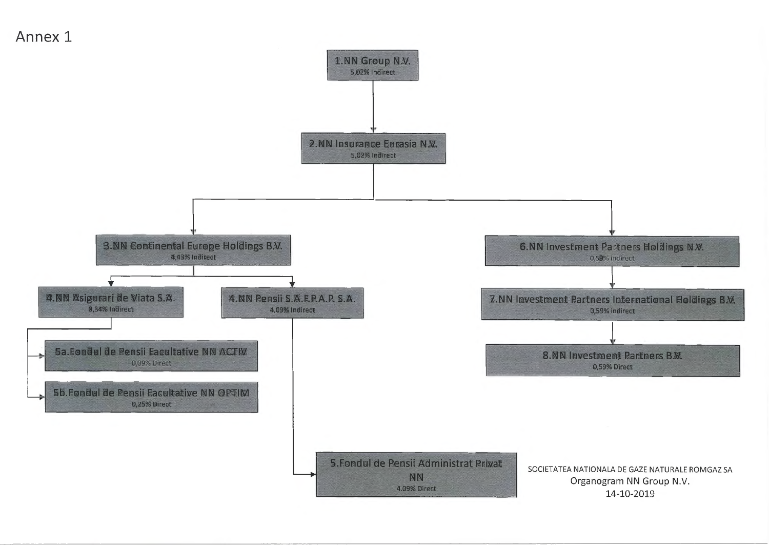Annex 1

1.NN Group N.V.
5,02% Indirect

2.NN Insurance Eurasia N.V.
5,02% Indirect

3.NN Continental Europe Holdings B.V.
4,43% Indirect

4.NN Asigurari de Viata S.A.
0,34% Indirect

5a.Fondul de Pensii Facultative NN ACTIV
0,09% Direct

5b.Fondul de Pensii Facultative NN OPTIM
0,25% Direct

4.NN Pensii S.A.F.P.A.P. S.A.
4,09% Indirect

5.Fondul de Pensii Administrat Privat NN
4.09% Direct

6.NN Investment Partners Holdings N.V.
0,59% Indirect

7.NN Investment Partners International Holdings B.V.
0,59% Indirect

8.NN Investment Partners B.V.
0,59% Direct

SOCIETATEA NATIONALA DE GAZE NATURALE ROMGAZ SA
Organogram NN Group N.V.
14-10-2019